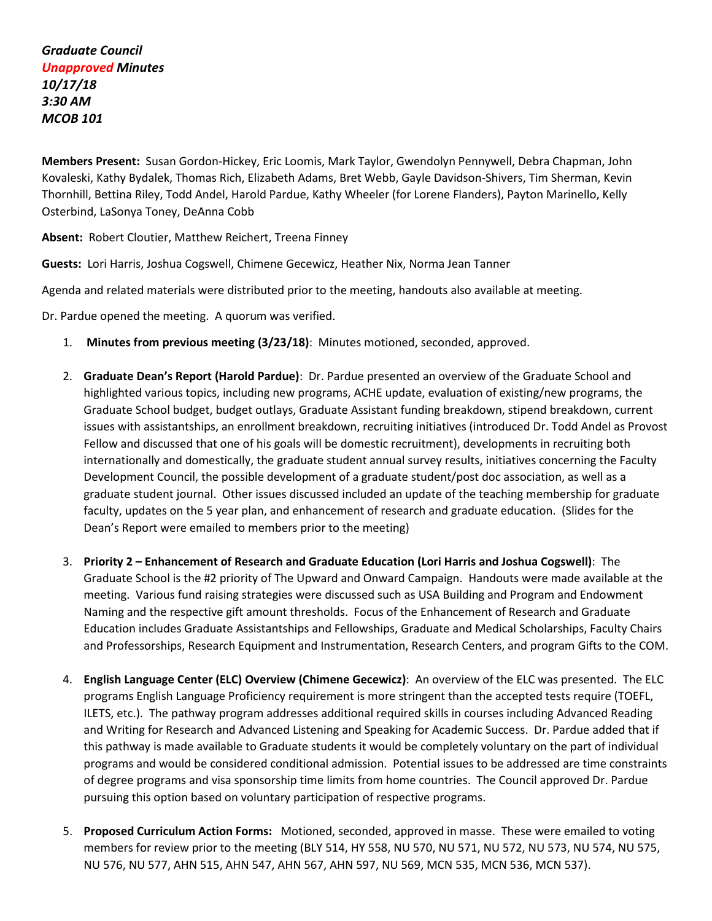***Graduate Council***
***Unapproved Minutes***
***10/17/18***
***3:30 AM***
***MCOB 101***

**Members Present:** Susan Gordon-Hickey, Eric Loomis, Mark Taylor, Gwendolyn Pennywell, Debra Chapman, John Kovaleski, Kathy Bydalek, Thomas Rich, Elizabeth Adams, Bret Webb, Gayle Davidson-Shivers, Tim Sherman, Kevin Thornhill, Bettina Riley, Todd Andel, Harold Pardue, Kathy Wheeler (for Lorene Flanders), Payton Marinello, Kelly Osterbind, LaSonya Toney, DeAnna Cobb

**Absent:** Robert Cloutier, Matthew Reichert, Treena Finney

**Guests:** Lori Harris, Joshua Cogswell, Chimene Gecewicz, Heather Nix, Norma Jean Tanner

Agenda and related materials were distributed prior to the meeting, handouts also available at meeting.

Dr. Pardue opened the meeting. A quorum was verified.

1. **Minutes from previous meeting (3/23/18)**: Minutes motioned, seconded, approved.

2. **Graduate Dean's Report (Harold Pardue)**: Dr. Pardue presented an overview of the Graduate School and highlighted various topics, including new programs, ACHE update, evaluation of existing/new programs, the Graduate School budget, budget outlays, Graduate Assistant funding breakdown, stipend breakdown, current issues with assistantships, an enrollment breakdown, recruiting initiatives (introduced Dr. Todd Andel as Provost Fellow and discussed that one of his goals will be domestic recruitment), developments in recruiting both internationally and domestically, the graduate student annual survey results, initiatives concerning the Faculty Development Council, the possible development of a graduate student/post doc association, as well as a graduate student journal. Other issues discussed included an update of the teaching membership for graduate faculty, updates on the 5 year plan, and enhancement of research and graduate education. (Slides for the Dean's Report were emailed to members prior to the meeting)

3. **Priority 2 – Enhancement of Research and Graduate Education (Lori Harris and Joshua Cogswell)**: The Graduate School is the #2 priority of The Upward and Onward Campaign. Handouts were made available at the meeting. Various fund raising strategies were discussed such as USA Building and Program and Endowment Naming and the respective gift amount thresholds. Focus of the Enhancement of Research and Graduate Education includes Graduate Assistantships and Fellowships, Graduate and Medical Scholarships, Faculty Chairs and Professorships, Research Equipment and Instrumentation, Research Centers, and program Gifts to the COM.

4. **English Language Center (ELC) Overview (Chimene Gecewicz)**: An overview of the ELC was presented. The ELC programs English Language Proficiency requirement is more stringent than the accepted tests require (TOEFL, ILETS, etc.). The pathway program addresses additional required skills in courses including Advanced Reading and Writing for Research and Advanced Listening and Speaking for Academic Success. Dr. Pardue added that if this pathway is made available to Graduate students it would be completely voluntary on the part of individual programs and would be considered conditional admission. Potential issues to be addressed are time constraints of degree programs and visa sponsorship time limits from home countries. The Council approved Dr. Pardue pursuing this option based on voluntary participation of respective programs.

5. **Proposed Curriculum Action Forms:** Motioned, seconded, approved in masse. These were emailed to voting members for review prior to the meeting (BLY 514, HY 558, NU 570, NU 571, NU 572, NU 573, NU 574, NU 575, NU 576, NU 577, AHN 515, AHN 547, AHN 567, AHN 597, NU 569, MCN 535, MCN 536, MCN 537).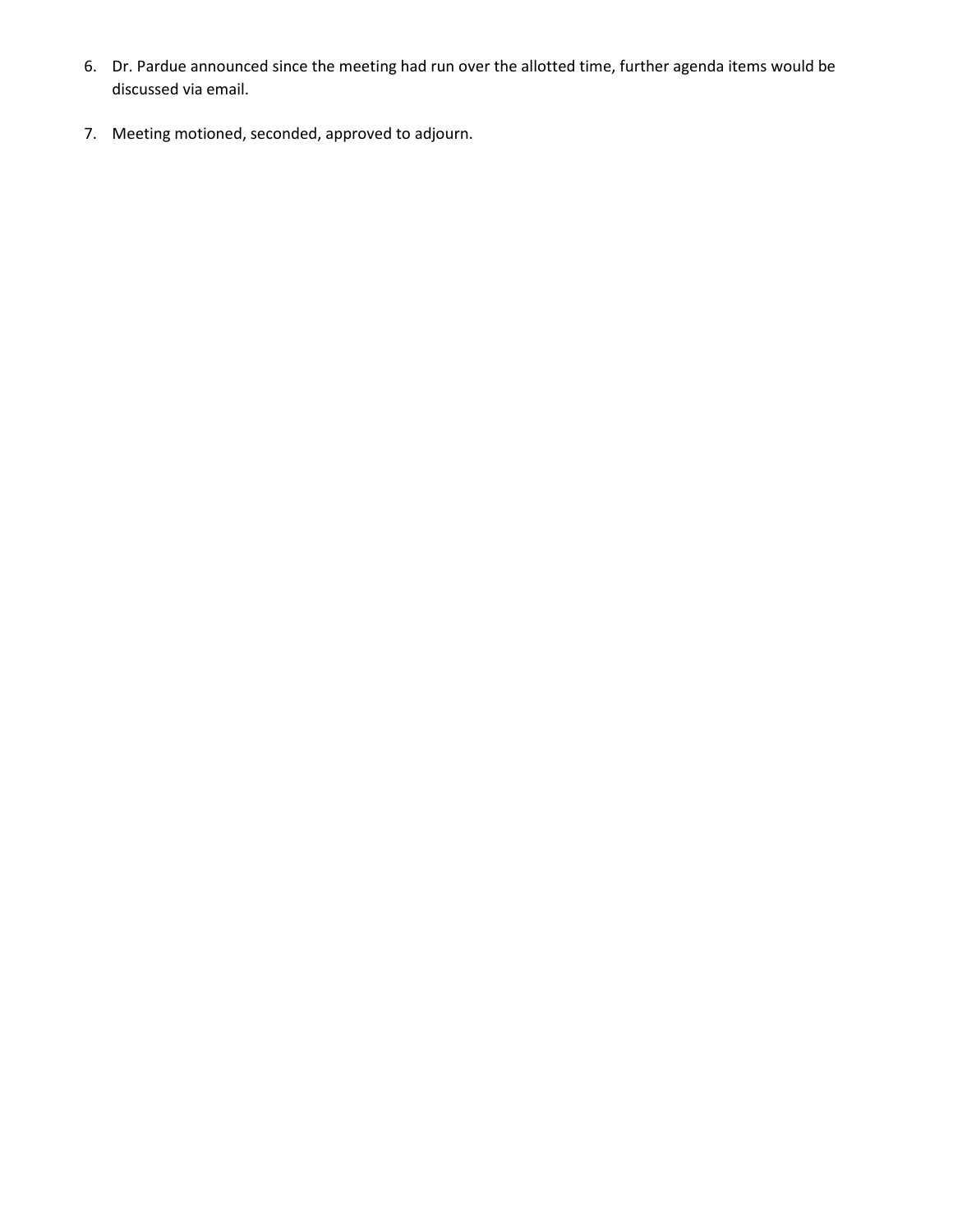6. Dr. Pardue announced since the meeting had run over the allotted time, further agenda items would be discussed via email.

7. Meeting motioned, seconded, approved to adjourn.